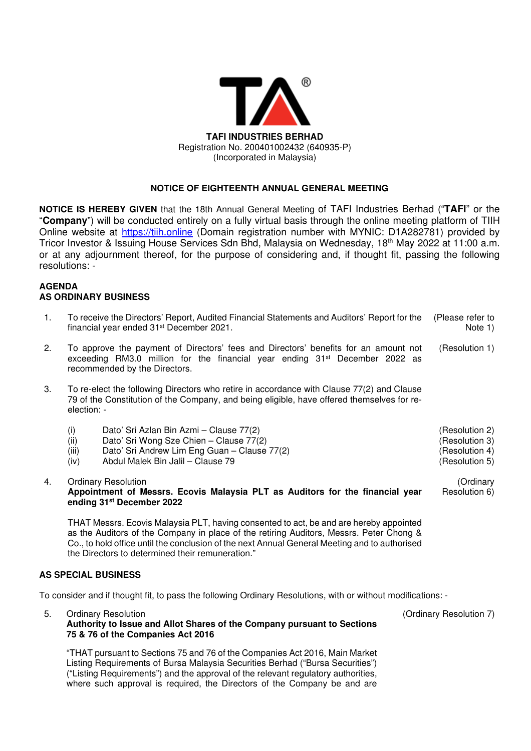**TAFI INDUSTRIES BERHAD**
Registration No. 200401002432 (640935-P)
(Incorporated in Malaysia)

## NOTICE OF EIGHTEENTH ANNUAL GENERAL MEETING

**NOTICE IS HEREBY GIVEN** that the 18th Annual General Meeting of TAFI Industries Berhad ("**TAFI**" or the "**Company**") will be conducted entirely on a fully virtual basis through the online meeting platform of TIIH Online website at https://tiih.online (Domain registration number with MYNIC: D1A282781) provided by Tricor Investor & Issuing House Services Sdn Bhd, Malaysia on Wednesday, 18th May 2022 at 11:00 a.m. or at any adjournment thereof, for the purpose of considering and, if thought fit, passing the following resolutions: -

**AGENDA**
**AS ORDINARY BUSINESS**

1. To receive the Directors' Report, Audited Financial Statements and Auditors' Report for the financial year ended 31st December 2021. (Please refer to Note 1)

2. To approve the payment of Directors' fees and Directors' benefits for an amount not exceeding RM3.0 million for the financial year ending 31st December 2022 as recommended by the Directors. (Resolution 1)

3. To re-elect the following Directors who retire in accordance with Clause 77(2) and Clause 79 of the Constitution of the Company, and being eligible, have offered themselves for re-election: -

   (i) Dato' Sri Azlan Bin Azmi – Clause 77(2) (Resolution 2)
   (ii) Dato' Sri Wong Sze Chien – Clause 77(2) (Resolution 3)
   (iii) Dato' Sri Andrew Lim Eng Guan – Clause 77(2) (Resolution 4)
   (iv) Abdul Malek Bin Jalil – Clause 79 (Resolution 5)

4. Ordinary Resolution (Ordinary Resolution 6)
   **Appointment of Messrs. Ecovis Malaysia PLT as Auditors for the financial year ending 31st December 2022**

   THAT Messrs. Ecovis Malaysia PLT, having consented to act, be and are hereby appointed as the Auditors of the Company in place of the retiring Auditors, Messrs. Peter Chong & Co., to hold office until the conclusion of the next Annual General Meeting and to authorised the Directors to determined their remuneration."

**AS SPECIAL BUSINESS**

To consider and if thought fit, to pass the following Ordinary Resolutions, with or without modifications: -

5. Ordinary Resolution (Ordinary Resolution 7)
   **Authority to Issue and Allot Shares of the Company pursuant to Sections 75 & 76 of the Companies Act 2016**

   "THAT pursuant to Sections 75 and 76 of the Companies Act 2016, Main Market Listing Requirements of Bursa Malaysia Securities Berhad ("Bursa Securities") ("Listing Requirements") and the approval of the relevant regulatory authorities, where such approval is required, the Directors of the Company be and are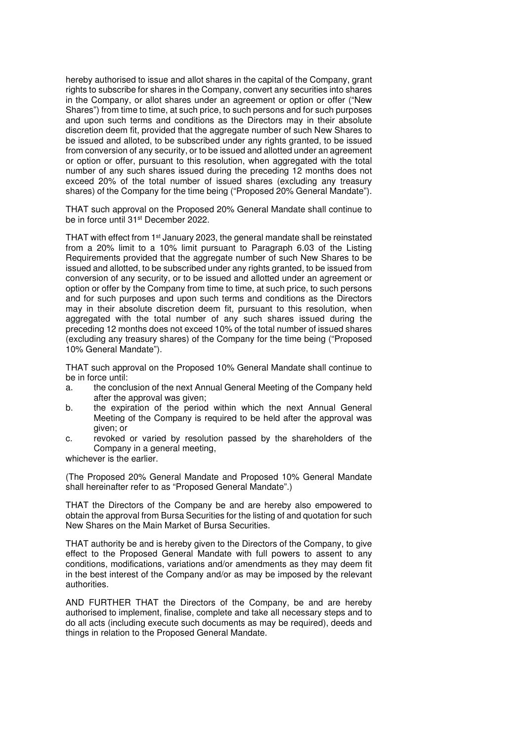hereby authorised to issue and allot shares in the capital of the Company, grant rights to subscribe for shares in the Company, convert any securities into shares in the Company, or allot shares under an agreement or option or offer ("New Shares") from time to time, at such price, to such persons and for such purposes and upon such terms and conditions as the Directors may in their absolute discretion deem fit, provided that the aggregate number of such New Shares to be issued and alloted, to be subscribed under any rights granted, to be issued from conversion of any security, or to be issued and allotted under an agreement or option or offer, pursuant to this resolution, when aggregated with the total number of any such shares issued during the preceding 12 months does not exceed 20% of the total number of issued shares (excluding any treasury shares) of the Company for the time being ("Proposed 20% General Mandate").

THAT such approval on the Proposed 20% General Mandate shall continue to be in force until 31st December 2022.

THAT with effect from 1st January 2023, the general mandate shall be reinstated from a 20% limit to a 10% limit pursuant to Paragraph 6.03 of the Listing Requirements provided that the aggregate number of such New Shares to be issued and allotted, to be subscribed under any rights granted, to be issued from conversion of any security, or to be issued and allotted under an agreement or option or offer by the Company from time to time, at such price, to such persons and for such purposes and upon such terms and conditions as the Directors may in their absolute discretion deem fit, pursuant to this resolution, when aggregated with the total number of any such shares issued during the preceding 12 months does not exceed 10% of the total number of issued shares (excluding any treasury shares) of the Company for the time being ("Proposed 10% General Mandate").

THAT such approval on the Proposed 10% General Mandate shall continue to be in force until:

a. the conclusion of the next Annual General Meeting of the Company held after the approval was given;
b. the expiration of the period within which the next Annual General Meeting of the Company is required to be held after the approval was given; or
c. revoked or varied by resolution passed by the shareholders of the Company in a general meeting,

whichever is the earlier.

(The Proposed 20% General Mandate and Proposed 10% General Mandate shall hereinafter refer to as "Proposed General Mandate".)

THAT the Directors of the Company be and are hereby also empowered to obtain the approval from Bursa Securities for the listing of and quotation for such New Shares on the Main Market of Bursa Securities.

THAT authority be and is hereby given to the Directors of the Company, to give effect to the Proposed General Mandate with full powers to assent to any conditions, modifications, variations and/or amendments as they may deem fit in the best interest of the Company and/or as may be imposed by the relevant authorities.

AND FURTHER THAT the Directors of the Company, be and are hereby authorised to implement, finalise, complete and take all necessary steps and to do all acts (including execute such documents as may be required), deeds and things in relation to the Proposed General Mandate.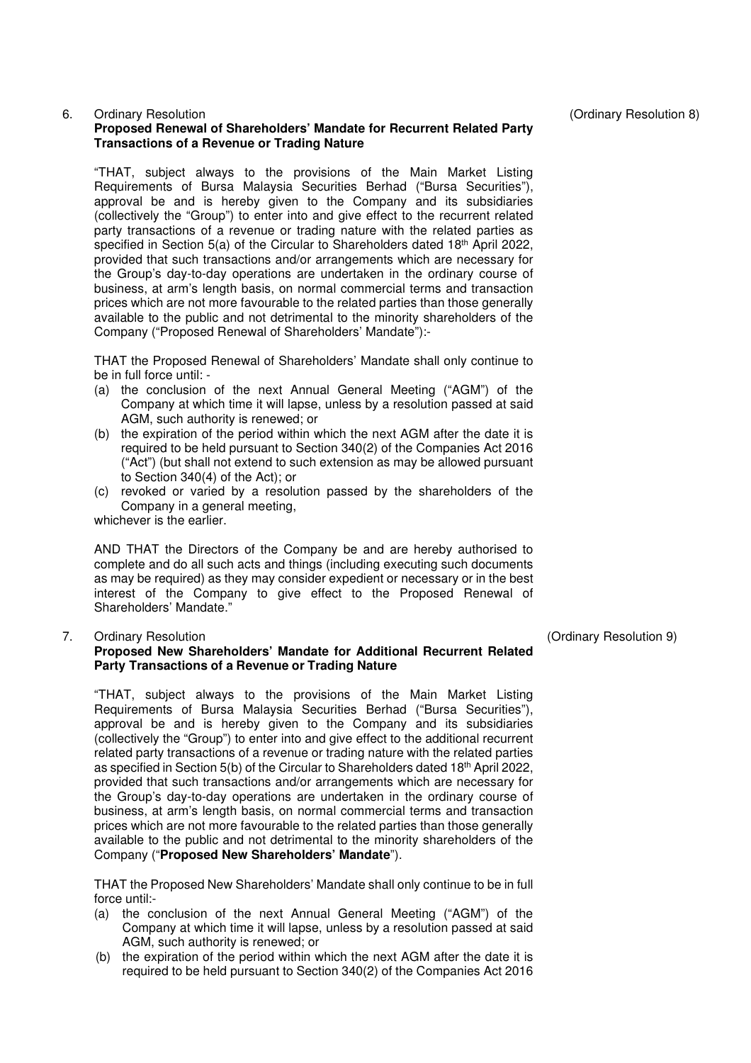6. Ordinary Resolution (Ordinary Resolution 8)

**Proposed Renewal of Shareholders' Mandate for Recurrent Related Party Transactions of a Revenue or Trading Nature**

"THAT, subject always to the provisions of the Main Market Listing Requirements of Bursa Malaysia Securities Berhad ("Bursa Securities"), approval be and is hereby given to the Company and its subsidiaries (collectively the "Group") to enter into and give effect to the recurrent related party transactions of a revenue or trading nature with the related parties as specified in Section 5(a) of the Circular to Shareholders dated 18th April 2022, provided that such transactions and/or arrangements which are necessary for the Group's day-to-day operations are undertaken in the ordinary course of business, at arm's length basis, on normal commercial terms and transaction prices which are not more favourable to the related parties than those generally available to the public and not detrimental to the minority shareholders of the Company ("Proposed Renewal of Shareholders' Mandate"):-

THAT the Proposed Renewal of Shareholders' Mandate shall only continue to be in full force until: -

(a) the conclusion of the next Annual General Meeting ("AGM") of the Company at which time it will lapse, unless by a resolution passed at said AGM, such authority is renewed; or
(b) the expiration of the period within which the next AGM after the date it is required to be held pursuant to Section 340(2) of the Companies Act 2016 ("Act") (but shall not extend to such extension as may be allowed pursuant to Section 340(4) of the Act); or
(c) revoked or varied by a resolution passed by the shareholders of the Company in a general meeting,

whichever is the earlier.

AND THAT the Directors of the Company be and are hereby authorised to complete and do all such acts and things (including executing such documents as may be required) as they may consider expedient or necessary or in the best interest of the Company to give effect to the Proposed Renewal of Shareholders' Mandate."

7. Ordinary Resolution (Ordinary Resolution 9)

**Proposed New Shareholders' Mandate for Additional Recurrent Related Party Transactions of a Revenue or Trading Nature**

"THAT, subject always to the provisions of the Main Market Listing Requirements of Bursa Malaysia Securities Berhad ("Bursa Securities"), approval be and is hereby given to the Company and its subsidiaries (collectively the "Group") to enter into and give effect to the additional recurrent related party transactions of a revenue or trading nature with the related parties as specified in Section 5(b) of the Circular to Shareholders dated 18th April 2022, provided that such transactions and/or arrangements which are necessary for the Group's day-to-day operations are undertaken in the ordinary course of business, at arm's length basis, on normal commercial terms and transaction prices which are not more favourable to the related parties than those generally available to the public and not detrimental to the minority shareholders of the Company ("**Proposed New Shareholders' Mandate**").

THAT the Proposed New Shareholders' Mandate shall only continue to be in full force until:-

(a) the conclusion of the next Annual General Meeting ("AGM") of the Company at which time it will lapse, unless by a resolution passed at said AGM, such authority is renewed; or
(b) the expiration of the period within which the next AGM after the date it is required to be held pursuant to Section 340(2) of the Companies Act 2016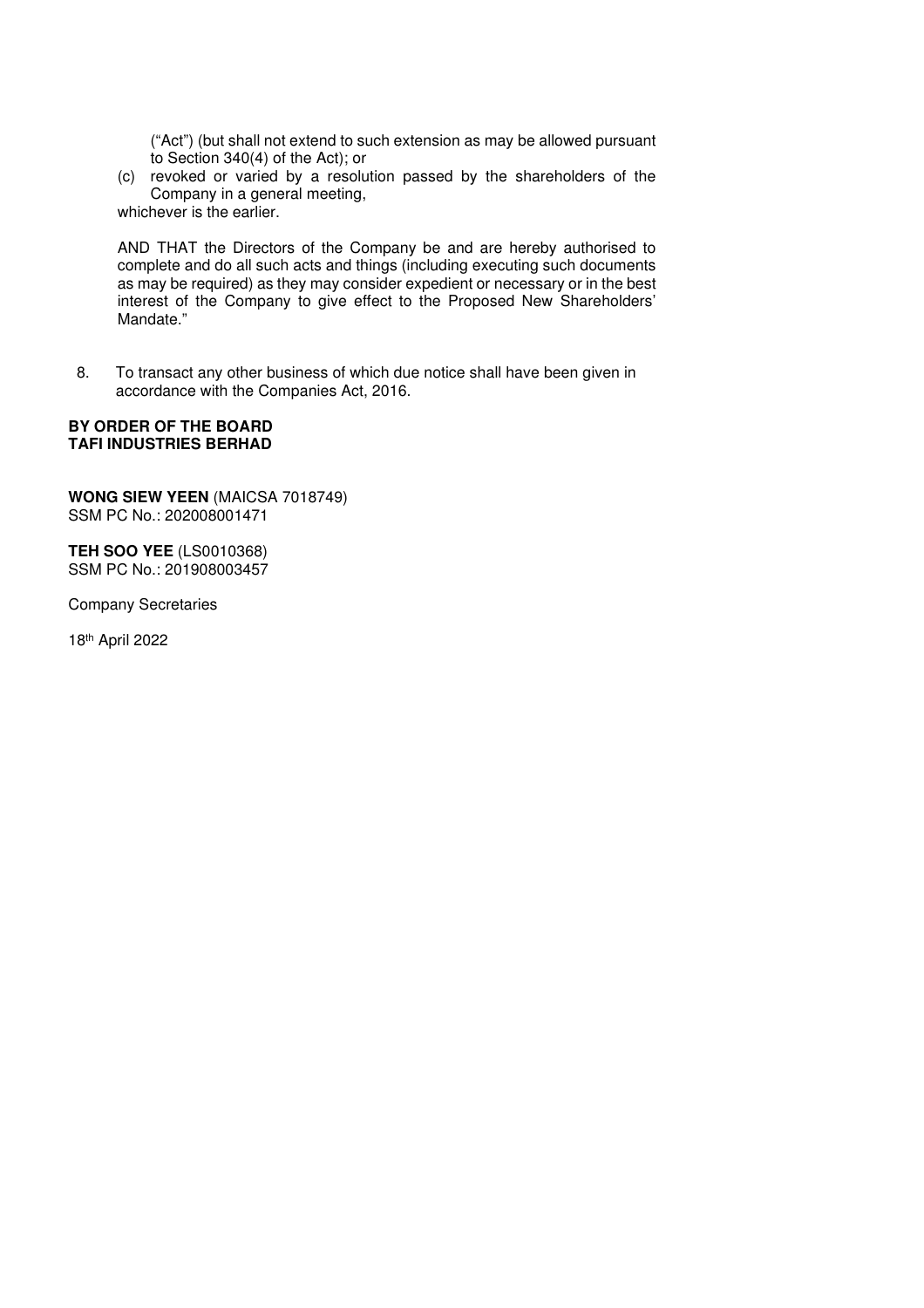("Act") (but shall not extend to such extension as may be allowed pursuant to Section 340(4) of the Act); or

(c) revoked or varied by a resolution passed by the shareholders of the Company in a general meeting,

whichever is the earlier.

AND THAT the Directors of the Company be and are hereby authorised to complete and do all such acts and things (including executing such documents as may be required) as they may consider expedient or necessary or in the best interest of the Company to give effect to the Proposed New Shareholders' Mandate."

8. To transact any other business of which due notice shall have been given in accordance with the Companies Act, 2016.

**BY ORDER OF THE BOARD**
**TAFI INDUSTRIES BERHAD**

**WONG SIEW YEEN** (MAICSA 7018749)
SSM PC No.: 202008001471

**TEH SOO YEE** (LS0010368)
SSM PC No.: 201908003457

Company Secretaries

18th April 2022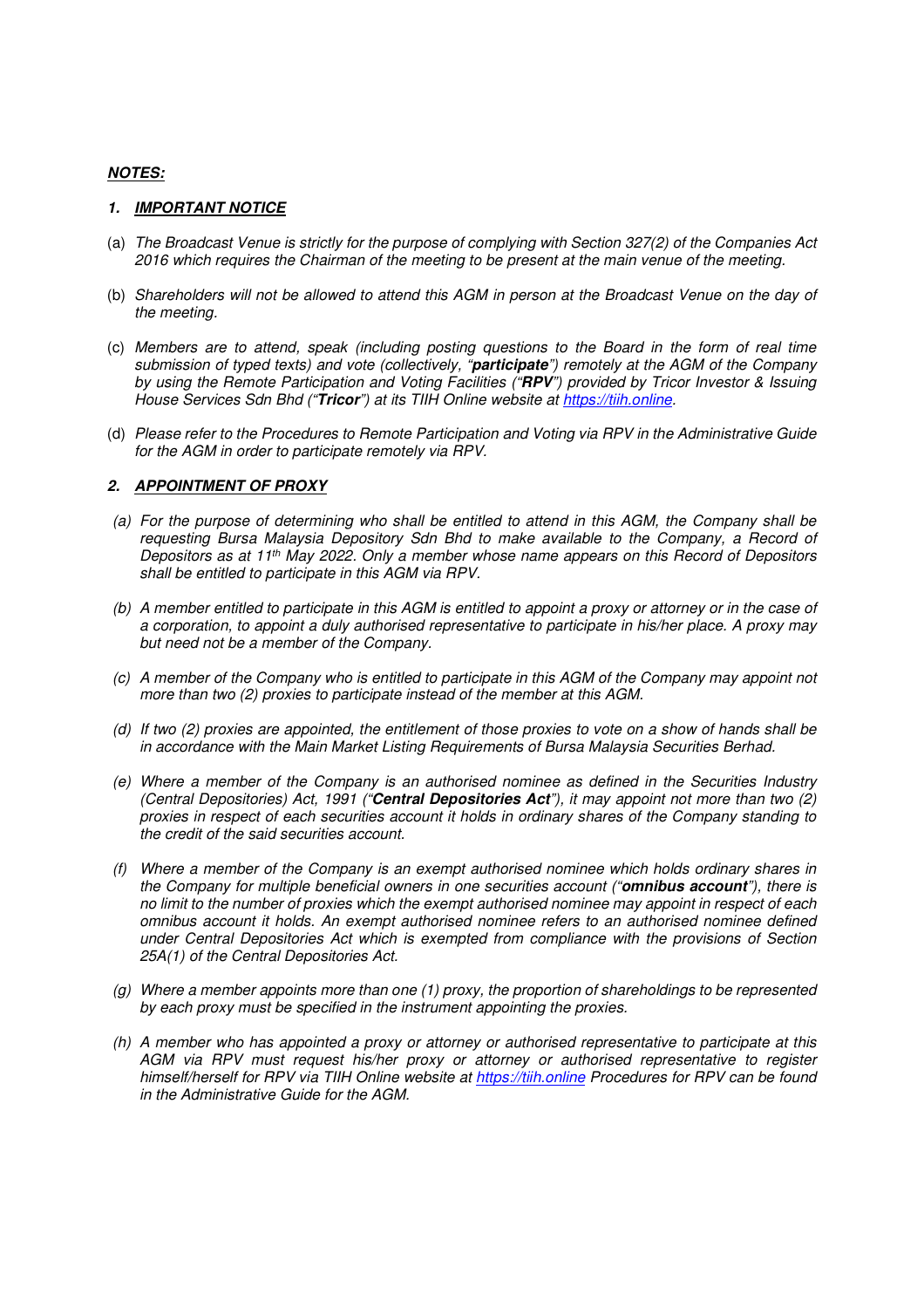***NOTES:***

***1. IMPORTANT NOTICE***

(a) *The Broadcast Venue is strictly for the purpose of complying with Section 327(2) of the Companies Act 2016 which requires the Chairman of the meeting to be present at the main venue of the meeting.*

(b) *Shareholders will not be allowed to attend this AGM in person at the Broadcast Venue on the day of the meeting.*

(c) *Members are to attend, speak (including posting questions to the Board in the form of real time submission of typed texts) and vote (collectively, "**participate**") remotely at the AGM of the Company by using the Remote Participation and Voting Facilities ("**RPV**") provided by Tricor Investor & Issuing House Services Sdn Bhd ("**Tricor**") at its TIIH Online website at https://tiih.online.*

(d) *Please refer to the Procedures to Remote Participation and Voting via RPV in the Administrative Guide for the AGM in order to participate remotely via RPV.*

***2. APPOINTMENT OF PROXY***

*(a) For the purpose of determining who shall be entitled to attend in this AGM, the Company shall be requesting Bursa Malaysia Depository Sdn Bhd to make available to the Company, a Record of Depositors as at 11th May 2022. Only a member whose name appears on this Record of Depositors shall be entitled to participate in this AGM via RPV.*

*(b) A member entitled to participate in this AGM is entitled to appoint a proxy or attorney or in the case of a corporation, to appoint a duly authorised representative to participate in his/her place. A proxy may but need not be a member of the Company.*

*(c) A member of the Company who is entitled to participate in this AGM of the Company may appoint not more than two (2) proxies to participate instead of the member at this AGM.*

*(d) If two (2) proxies are appointed, the entitlement of those proxies to vote on a show of hands shall be in accordance with the Main Market Listing Requirements of Bursa Malaysia Securities Berhad.*

*(e) Where a member of the Company is an authorised nominee as defined in the Securities Industry (Central Depositories) Act, 1991 ("**Central Depositories Act**"), it may appoint not more than two (2) proxies in respect of each securities account it holds in ordinary shares of the Company standing to the credit of the said securities account.*

*(f) Where a member of the Company is an exempt authorised nominee which holds ordinary shares in the Company for multiple beneficial owners in one securities account ("**omnibus account**"), there is no limit to the number of proxies which the exempt authorised nominee may appoint in respect of each omnibus account it holds. An exempt authorised nominee refers to an authorised nominee defined under Central Depositories Act which is exempted from compliance with the provisions of Section 25A(1) of the Central Depositories Act.*

*(g) Where a member appoints more than one (1) proxy, the proportion of shareholdings to be represented by each proxy must be specified in the instrument appointing the proxies.*

*(h) A member who has appointed a proxy or attorney or authorised representative to participate at this AGM via RPV must request his/her proxy or attorney or authorised representative to register himself/herself for RPV via TIIH Online website at https://tiih.online Procedures for RPV can be found in the Administrative Guide for the AGM.*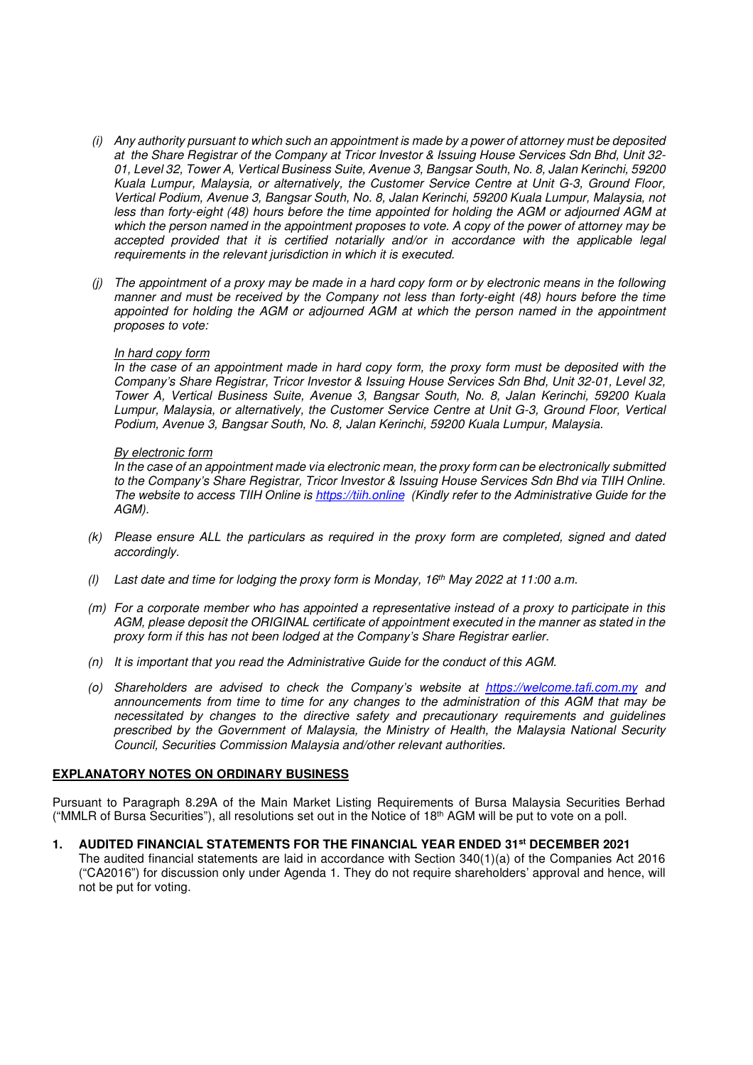*(i) Any authority pursuant to which such an appointment is made by a power of attorney must be deposited at the Share Registrar of the Company at Tricor Investor & Issuing House Services Sdn Bhd, Unit 32-01, Level 32, Tower A, Vertical Business Suite, Avenue 3, Bangsar South, No. 8, Jalan Kerinchi, 59200 Kuala Lumpur, Malaysia, or alternatively, the Customer Service Centre at Unit G-3, Ground Floor, Vertical Podium, Avenue 3, Bangsar South, No. 8, Jalan Kerinchi, 59200 Kuala Lumpur, Malaysia, not less than forty-eight (48) hours before the time appointed for holding the AGM or adjourned AGM at which the person named in the appointment proposes to vote. A copy of the power of attorney may be accepted provided that it is certified notarially and/or in accordance with the applicable legal requirements in the relevant jurisdiction in which it is executed.*

*(j) The appointment of a proxy may be made in a hard copy form or by electronic means in the following manner and must be received by the Company not less than forty-eight (48) hours before the time appointed for holding the AGM or adjourned AGM at which the person named in the appointment proposes to vote:*

*In hard copy form*
*In the case of an appointment made in hard copy form, the proxy form must be deposited with the Company's Share Registrar, Tricor Investor & Issuing House Services Sdn Bhd, Unit 32-01, Level 32, Tower A, Vertical Business Suite, Avenue 3, Bangsar South, No. 8, Jalan Kerinchi, 59200 Kuala Lumpur, Malaysia, or alternatively, the Customer Service Centre at Unit G-3, Ground Floor, Vertical Podium, Avenue 3, Bangsar South, No. 8, Jalan Kerinchi, 59200 Kuala Lumpur, Malaysia.*

*By electronic form*
*In the case of an appointment made via electronic mean, the proxy form can be electronically submitted to the Company's Share Registrar, Tricor Investor & Issuing House Services Sdn Bhd via TIIH Online. The website to access TIIH Online is https://tiih.online (Kindly refer to the Administrative Guide for the AGM).*

*(k) Please ensure ALL the particulars as required in the proxy form are completed, signed and dated accordingly.*

*(l) Last date and time for lodging the proxy form is Monday, 16th May 2022 at 11:00 a.m.*

*(m) For a corporate member who has appointed a representative instead of a proxy to participate in this AGM, please deposit the ORIGINAL certificate of appointment executed in the manner as stated in the proxy form if this has not been lodged at the Company's Share Registrar earlier.*

*(n) It is important that you read the Administrative Guide for the conduct of this AGM.*

*(o) Shareholders are advised to check the Company's website at https://welcome.tafi.com.my and announcements from time to time for any changes to the administration of this AGM that may be necessitated by changes to the directive safety and precautionary requirements and guidelines prescribed by the Government of Malaysia, the Ministry of Health, the Malaysia National Security Council, Securities Commission Malaysia and/other relevant authorities.*

## EXPLANATORY NOTES ON ORDINARY BUSINESS

Pursuant to Paragraph 8.29A of the Main Market Listing Requirements of Bursa Malaysia Securities Berhad ("MMLR of Bursa Securities"), all resolutions set out in the Notice of 18th AGM will be put to vote on a poll.

**1. AUDITED FINANCIAL STATEMENTS FOR THE FINANCIAL YEAR ENDED 31st DECEMBER 2021**

The audited financial statements are laid in accordance with Section 340(1)(a) of the Companies Act 2016 ("CA2016") for discussion only under Agenda 1. They do not require shareholders' approval and hence, will not be put for voting.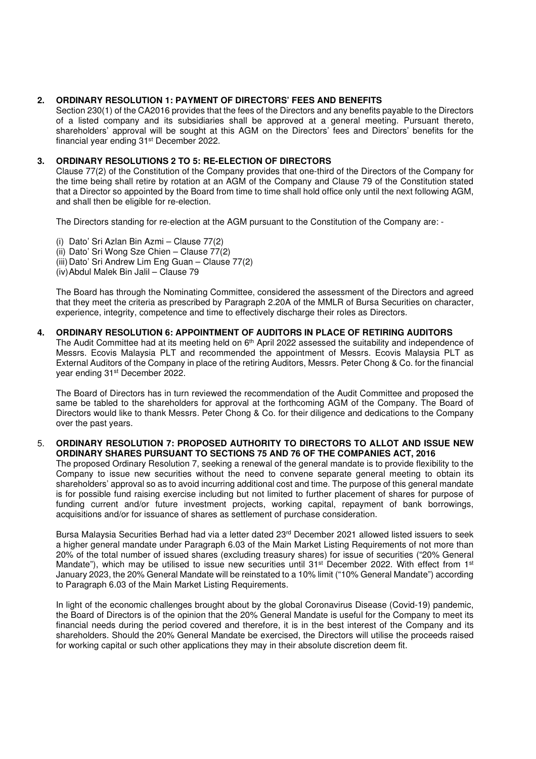**2. ORDINARY RESOLUTION 1: PAYMENT OF DIRECTORS' FEES AND BENEFITS**

Section 230(1) of the CA2016 provides that the fees of the Directors and any benefits payable to the Directors of a listed company and its subsidiaries shall be approved at a general meeting. Pursuant thereto, shareholders' approval will be sought at this AGM on the Directors' fees and Directors' benefits for the financial year ending 31st December 2022.

**3. ORDINARY RESOLUTIONS 2 TO 5: RE-ELECTION OF DIRECTORS**

Clause 77(2) of the Constitution of the Company provides that one-third of the Directors of the Company for the time being shall retire by rotation at an AGM of the Company and Clause 79 of the Constitution stated that a Director so appointed by the Board from time to time shall hold office only until the next following AGM, and shall then be eligible for re-election.

The Directors standing for re-election at the AGM pursuant to the Constitution of the Company are: -

(i) Dato' Sri Azlan Bin Azmi – Clause 77(2)
(ii) Dato' Sri Wong Sze Chien – Clause 77(2)
(iii) Dato' Sri Andrew Lim Eng Guan – Clause 77(2)
(iv) Abdul Malek Bin Jalil – Clause 79

The Board has through the Nominating Committee, considered the assessment of the Directors and agreed that they meet the criteria as prescribed by Paragraph 2.20A of the MMLR of Bursa Securities on character, experience, integrity, competence and time to effectively discharge their roles as Directors.

**4. ORDINARY RESOLUTION 6: APPOINTMENT OF AUDITORS IN PLACE OF RETIRING AUDITORS**

The Audit Committee had at its meeting held on 6th April 2022 assessed the suitability and independence of Messrs. Ecovis Malaysia PLT and recommended the appointment of Messrs. Ecovis Malaysia PLT as External Auditors of the Company in place of the retiring Auditors, Messrs. Peter Chong & Co. for the financial year ending 31st December 2022.

The Board of Directors has in turn reviewed the recommendation of the Audit Committee and proposed the same be tabled to the shareholders for approval at the forthcoming AGM of the Company. The Board of Directors would like to thank Messrs. Peter Chong & Co. for their diligence and dedications to the Company over the past years.

**5. ORDINARY RESOLUTION 7: PROPOSED AUTHORITY TO DIRECTORS TO ALLOT AND ISSUE NEW ORDINARY SHARES PURSUANT TO SECTIONS 75 AND 76 OF THE COMPANIES ACT, 2016**

The proposed Ordinary Resolution 7, seeking a renewal of the general mandate is to provide flexibility to the Company to issue new securities without the need to convene separate general meeting to obtain its shareholders' approval so as to avoid incurring additional cost and time. The purpose of this general mandate is for possible fund raising exercise including but not limited to further placement of shares for purpose of funding current and/or future investment projects, working capital, repayment of bank borrowings, acquisitions and/or for issuance of shares as settlement of purchase consideration.

Bursa Malaysia Securities Berhad had via a letter dated 23rd December 2021 allowed listed issuers to seek a higher general mandate under Paragraph 6.03 of the Main Market Listing Requirements of not more than 20% of the total number of issued shares (excluding treasury shares) for issue of securities ("20% General Mandate"), which may be utilised to issue new securities until 31st December 2022. With effect from 1st January 2023, the 20% General Mandate will be reinstated to a 10% limit ("10% General Mandate") according to Paragraph 6.03 of the Main Market Listing Requirements.

In light of the economic challenges brought about by the global Coronavirus Disease (Covid-19) pandemic, the Board of Directors is of the opinion that the 20% General Mandate is useful for the Company to meet its financial needs during the period covered and therefore, it is in the best interest of the Company and its shareholders. Should the 20% General Mandate be exercised, the Directors will utilise the proceeds raised for working capital or such other applications they may in their absolute discretion deem fit.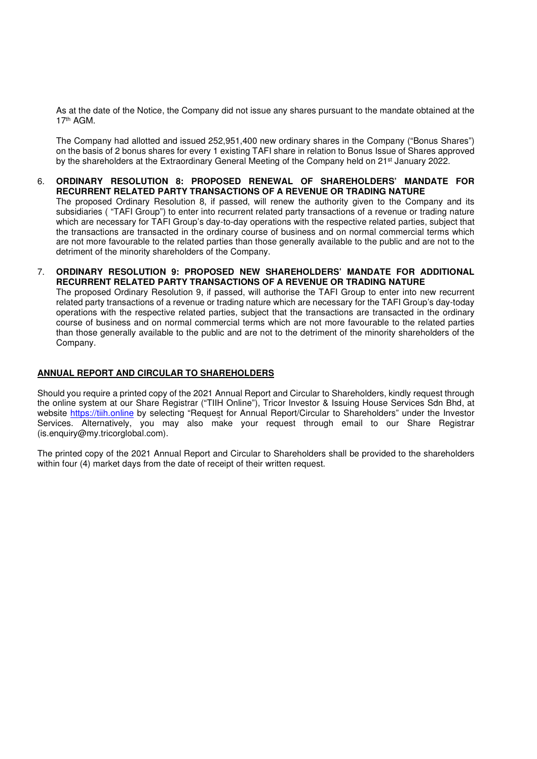As at the date of the Notice, the Company did not issue any shares pursuant to the mandate obtained at the 17th AGM.

The Company had allotted and issued 252,951,400 new ordinary shares in the Company ("Bonus Shares") on the basis of 2 bonus shares for every 1 existing TAFI share in relation to Bonus Issue of Shares approved by the shareholders at the Extraordinary General Meeting of the Company held on 21st January 2022.

6. **ORDINARY RESOLUTION 8: PROPOSED RENEWAL OF SHAREHOLDERS' MANDATE FOR RECURRENT RELATED PARTY TRANSACTIONS OF A REVENUE OR TRADING NATURE**
   The proposed Ordinary Resolution 8, if passed, will renew the authority given to the Company and its subsidiaries ( "TAFI Group") to enter into recurrent related party transactions of a revenue or trading nature which are necessary for TAFI Group's day-to-day operations with the respective related parties, subject that the transactions are transacted in the ordinary course of business and on normal commercial terms which are not more favourable to the related parties than those generally available to the public and are not to the detriment of the minority shareholders of the Company.

7. **ORDINARY RESOLUTION 9: PROPOSED NEW SHAREHOLDERS' MANDATE FOR ADDITIONAL RECURRENT RELATED PARTY TRANSACTIONS OF A REVENUE OR TRADING NATURE**
   The proposed Ordinary Resolution 9, if passed, will authorise the TAFI Group to enter into new recurrent related party transactions of a revenue or trading nature which are necessary for the TAFI Group's day-today operations with the respective related parties, subject that the transactions are transacted in the ordinary course of business and on normal commercial terms which are not more favourable to the related parties than those generally available to the public and are not to the detriment of the minority shareholders of the Company.

**ANNUAL REPORT AND CIRCULAR TO SHAREHOLDERS**

Should you require a printed copy of the 2021 Annual Report and Circular to Shareholders, kindly request through the online system at our Share Registrar ("TIIH Online"), Tricor Investor & Issuing House Services Sdn Bhd, at website https://tiih.online by selecting "Request for Annual Report/Circular to Shareholders" under the Investor Services. Alternatively, you may also make your request through email to our Share Registrar (is.enquiry@my.tricorglobal.com).

The printed copy of the 2021 Annual Report and Circular to Shareholders shall be provided to the shareholders within four (4) market days from the date of receipt of their written request.